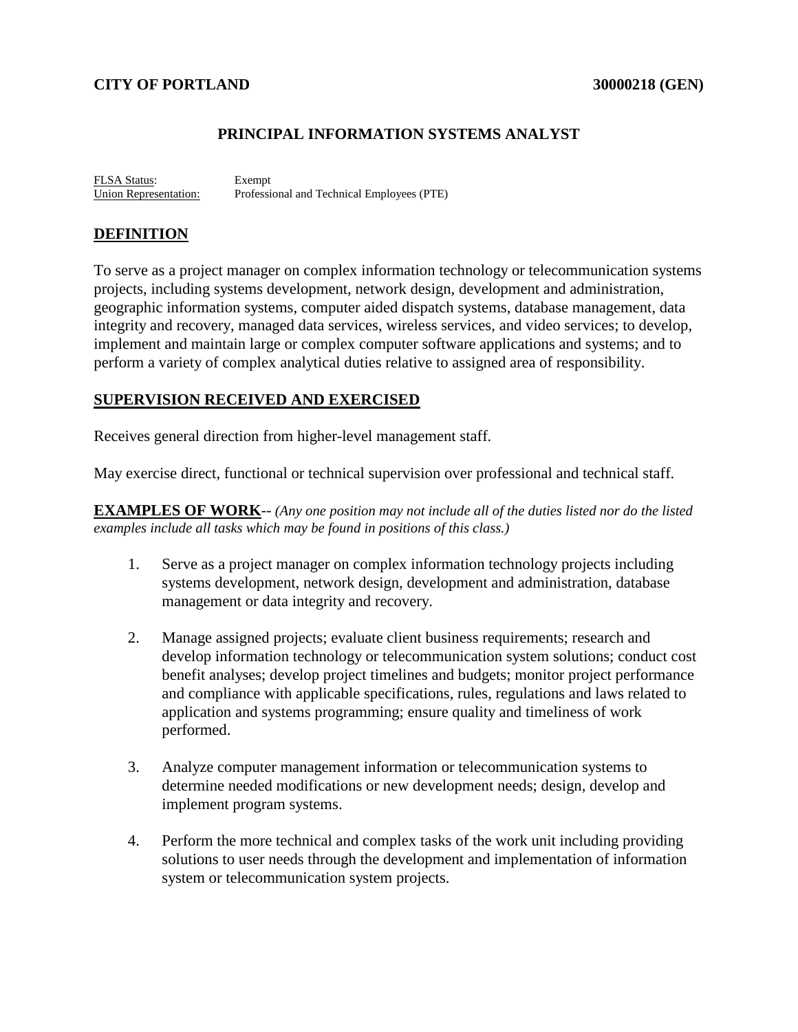**CITY OF PORTLAND** **30000218 (GEN)**

# PRINCIPAL INFORMATION SYSTEMS ANALYST

FLSA Status: Exempt
Union Representation: Professional and Technical Employees (PTE)

## DEFINITION

To serve as a project manager on complex information technology or telecommunication systems projects, including systems development, network design, development and administration, geographic information systems, computer aided dispatch systems, database management, data integrity and recovery, managed data services, wireless services, and video services; to develop, implement and maintain large or complex computer software applications and systems; and to perform a variety of complex analytical duties relative to assigned area of responsibility.

## SUPERVISION RECEIVED AND EXERCISED

Receives general direction from higher-level management staff.

May exercise direct, functional or technical supervision over professional and technical staff.

## EXAMPLES OF WORK-- *(Any one position may not include all of the duties listed nor do the listed examples include all tasks which may be found in positions of this class.)*

1. Serve as a project manager on complex information technology projects including systems development, network design, development and administration, database management or data integrity and recovery.

2. Manage assigned projects; evaluate client business requirements; research and develop information technology or telecommunication system solutions; conduct cost benefit analyses; develop project timelines and budgets; monitor project performance and compliance with applicable specifications, rules, regulations and laws related to application and systems programming; ensure quality and timeliness of work performed.

3. Analyze computer management information or telecommunication systems to determine needed modifications or new development needs; design, develop and implement program systems.

4. Perform the more technical and complex tasks of the work unit including providing solutions to user needs through the development and implementation of information system or telecommunication system projects.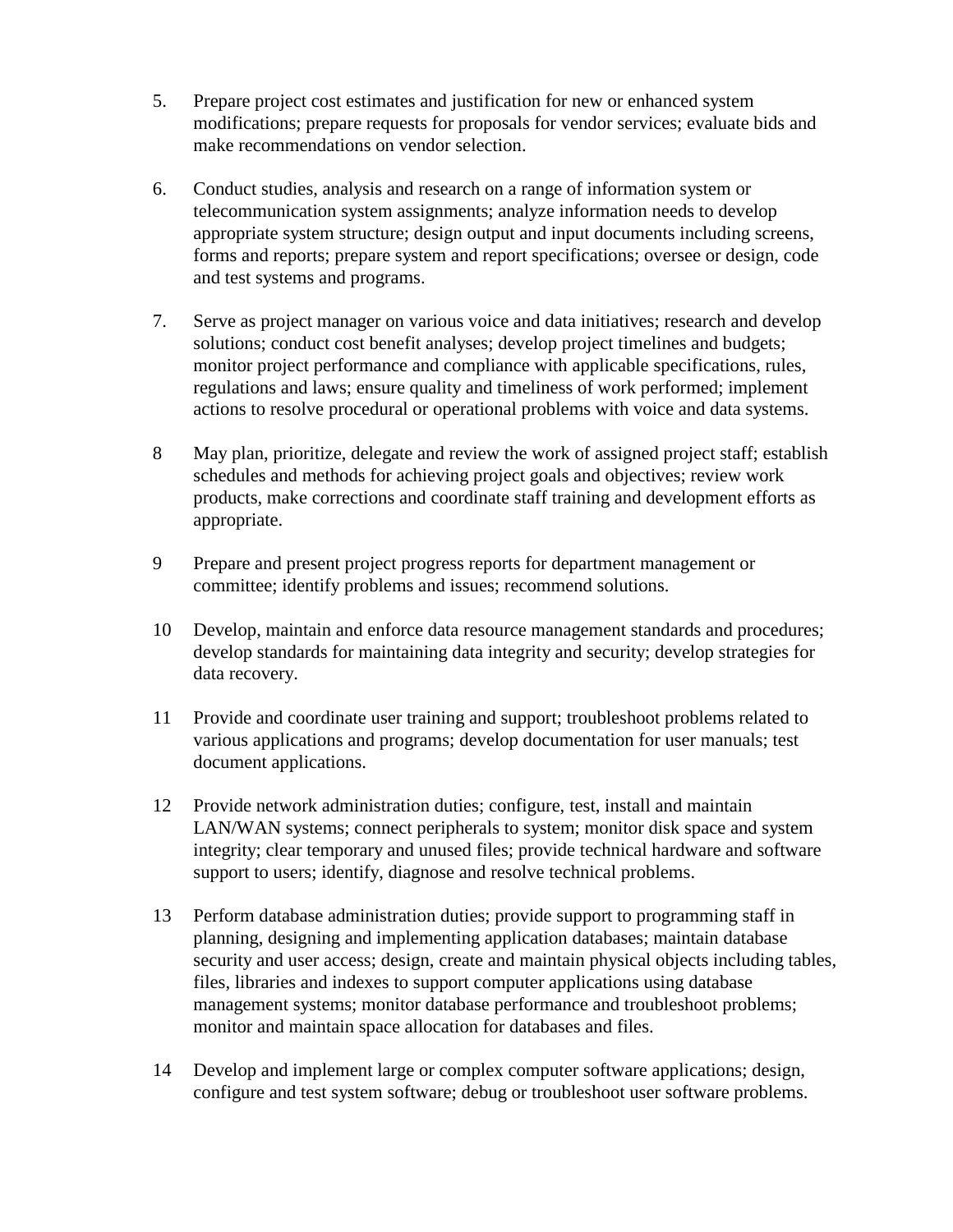5. Prepare project cost estimates and justification for new or enhanced system modifications; prepare requests for proposals for vendor services; evaluate bids and make recommendations on vendor selection.

6. Conduct studies, analysis and research on a range of information system or telecommunication system assignments; analyze information needs to develop appropriate system structure; design output and input documents including screens, forms and reports; prepare system and report specifications; oversee or design, code and test systems and programs.

7. Serve as project manager on various voice and data initiatives; research and develop solutions; conduct cost benefit analyses; develop project timelines and budgets; monitor project performance and compliance with applicable specifications, rules, regulations and laws; ensure quality and timeliness of work performed; implement actions to resolve procedural or operational problems with voice and data systems.

8 May plan, prioritize, delegate and review the work of assigned project staff; establish schedules and methods for achieving project goals and objectives; review work products, make corrections and coordinate staff training and development efforts as appropriate.

9 Prepare and present project progress reports for department management or committee; identify problems and issues; recommend solutions.

10 Develop, maintain and enforce data resource management standards and procedures; develop standards for maintaining data integrity and security; develop strategies for data recovery.

11 Provide and coordinate user training and support; troubleshoot problems related to various applications and programs; develop documentation for user manuals; test document applications.

12 Provide network administration duties; configure, test, install and maintain LAN/WAN systems; connect peripherals to system; monitor disk space and system integrity; clear temporary and unused files; provide technical hardware and software support to users; identify, diagnose and resolve technical problems.

13 Perform database administration duties; provide support to programming staff in planning, designing and implementing application databases; maintain database security and user access; design, create and maintain physical objects including tables, files, libraries and indexes to support computer applications using database management systems; monitor database performance and troubleshoot problems; monitor and maintain space allocation for databases and files.

14 Develop and implement large or complex computer software applications; design, configure and test system software; debug or troubleshoot user software problems.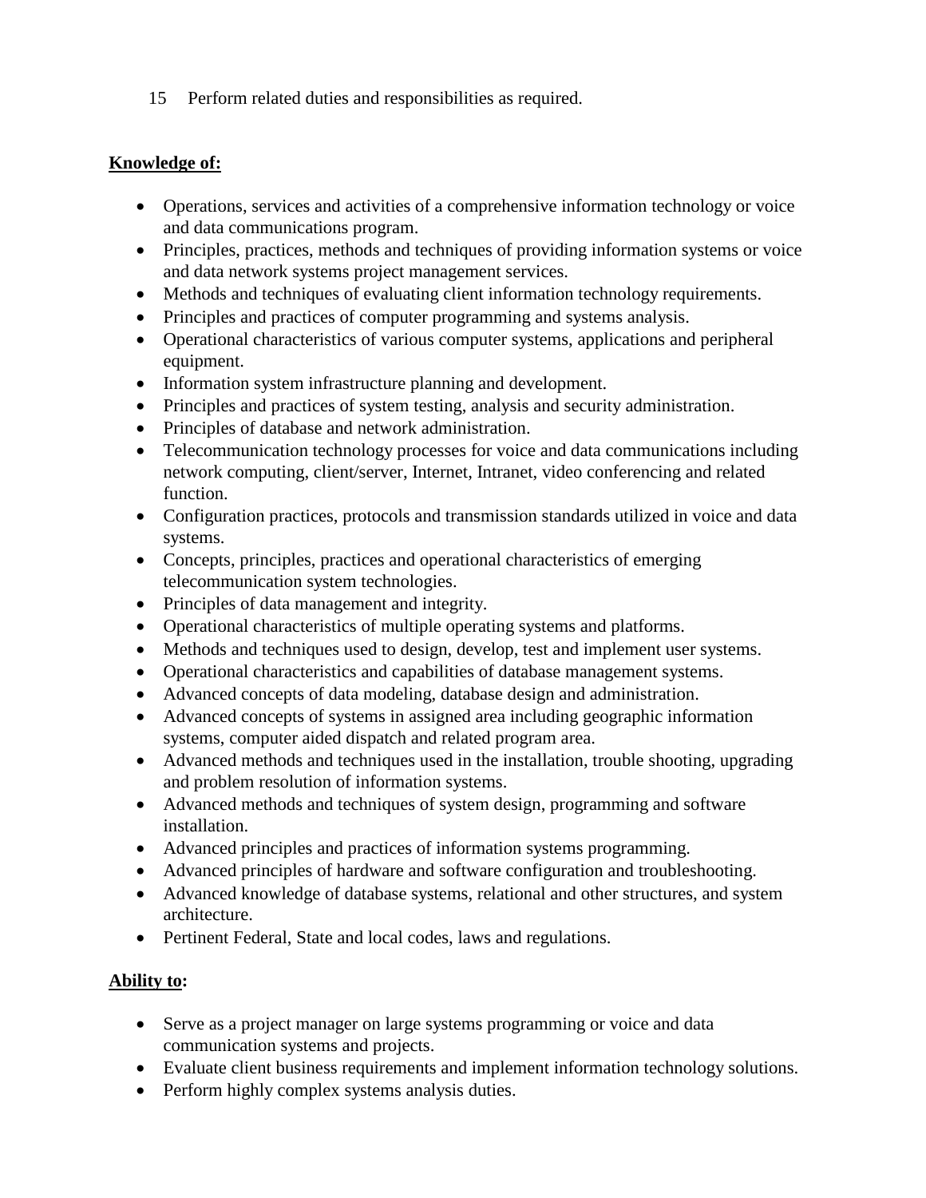15. Perform related duties and responsibilities as required.

**Knowledge of:**

- Operations, services and activities of a comprehensive information technology or voice and data communications program.
- Principles, practices, methods and techniques of providing information systems or voice and data network systems project management services.
- Methods and techniques of evaluating client information technology requirements.
- Principles and practices of computer programming and systems analysis.
- Operational characteristics of various computer systems, applications and peripheral equipment.
- Information system infrastructure planning and development.
- Principles and practices of system testing, analysis and security administration.
- Principles of database and network administration.
- Telecommunication technology processes for voice and data communications including network computing, client/server, Internet, Intranet, video conferencing and related function.
- Configuration practices, protocols and transmission standards utilized in voice and data systems.
- Concepts, principles, practices and operational characteristics of emerging telecommunication system technologies.
- Principles of data management and integrity.
- Operational characteristics of multiple operating systems and platforms.
- Methods and techniques used to design, develop, test and implement user systems.
- Operational characteristics and capabilities of database management systems.
- Advanced concepts of data modeling, database design and administration.
- Advanced concepts of systems in assigned area including geographic information systems, computer aided dispatch and related program area.
- Advanced methods and techniques used in the installation, trouble shooting, upgrading and problem resolution of information systems.
- Advanced methods and techniques of system design, programming and software installation.
- Advanced principles and practices of information systems programming.
- Advanced principles of hardware and software configuration and troubleshooting.
- Advanced knowledge of database systems, relational and other structures, and system architecture.
- Pertinent Federal, State and local codes, laws and regulations.

**Ability to:**

- Serve as a project manager on large systems programming or voice and data communication systems and projects.
- Evaluate client business requirements and implement information technology solutions.
- Perform highly complex systems analysis duties.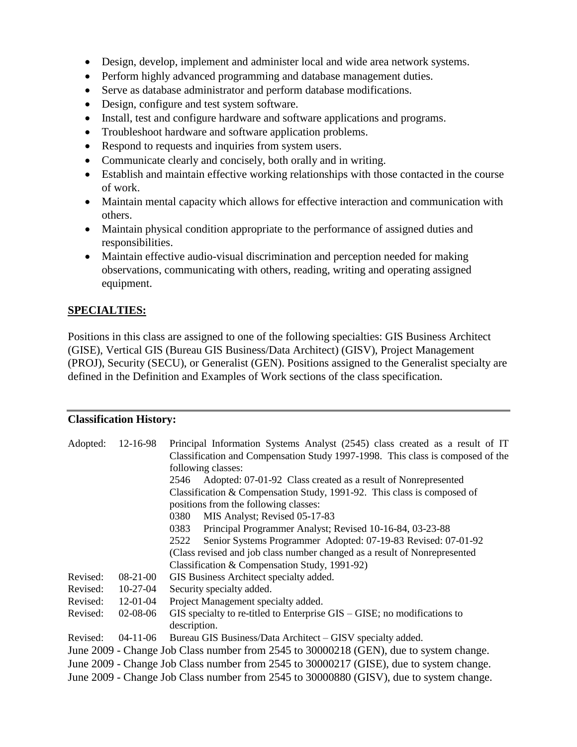- Design, develop, implement and administer local and wide area network systems.
- Perform highly advanced programming and database management duties.
- Serve as database administrator and perform database modifications.
- Design, configure and test system software.
- Install, test and configure hardware and software applications and programs.
- Troubleshoot hardware and software application problems.
- Respond to requests and inquiries from system users.
- Communicate clearly and concisely, both orally and in writing.
- Establish and maintain effective working relationships with those contacted in the course of work.
- Maintain mental capacity which allows for effective interaction and communication with others.
- Maintain physical condition appropriate to the performance of assigned duties and responsibilities.
- Maintain effective audio-visual discrimination and perception needed for making observations, communicating with others, reading, writing and operating assigned equipment.

## SPECIALTIES:

Positions in this class are assigned to one of the following specialties: GIS Business Architect (GISE), Vertical GIS (Bureau GIS Business/Data Architect) (GISV), Project Management (PROJ), Security (SECU), or Generalist (GEN). Positions assigned to the Generalist specialty are defined in the Definition and Examples of Work sections of the class specification.

---

**Classification History:**

| | | |
|---|---|---|
| Adopted: | 12-16-98 | Principal Information Systems Analyst (2545) class created as a result of IT Classification and Compensation Study 1997-1998. This class is composed of the following classes:<br>2546 Adopted: 07-01-92 Class created as a result of Nonrepresented Classification & Compensation Study, 1991-92. This class is composed of positions from the following classes:<br>0380 MIS Analyst; Revised 05-17-83<br>0383 Principal Programmer Analyst; Revised 10-16-84, 03-23-88<br>2522 Senior Systems Programmer Adopted: 07-19-83 Revised: 07-01-92<br>(Class revised and job class number changed as a result of Nonrepresented Classification & Compensation Study, 1991-92) |
| Revised: | 08-21-00 | GIS Business Architect specialty added. |
| Revised: | 10-27-04 | Security specialty added. |
| Revised: | 12-01-04 | Project Management specialty added. |
| Revised: | 02-08-06 | GIS specialty to re-titled to Enterprise GIS – GISE; no modifications to description. |
| Revised: | 04-11-06 | Bureau GIS Business/Data Architect – GISV specialty added. |

June 2009 - Change Job Class number from 2545 to 30000218 (GEN), due to system change.
June 2009 - Change Job Class number from 2545 to 30000217 (GISE), due to system change.
June 2009 - Change Job Class number from 2545 to 30000880 (GISV), due to system change.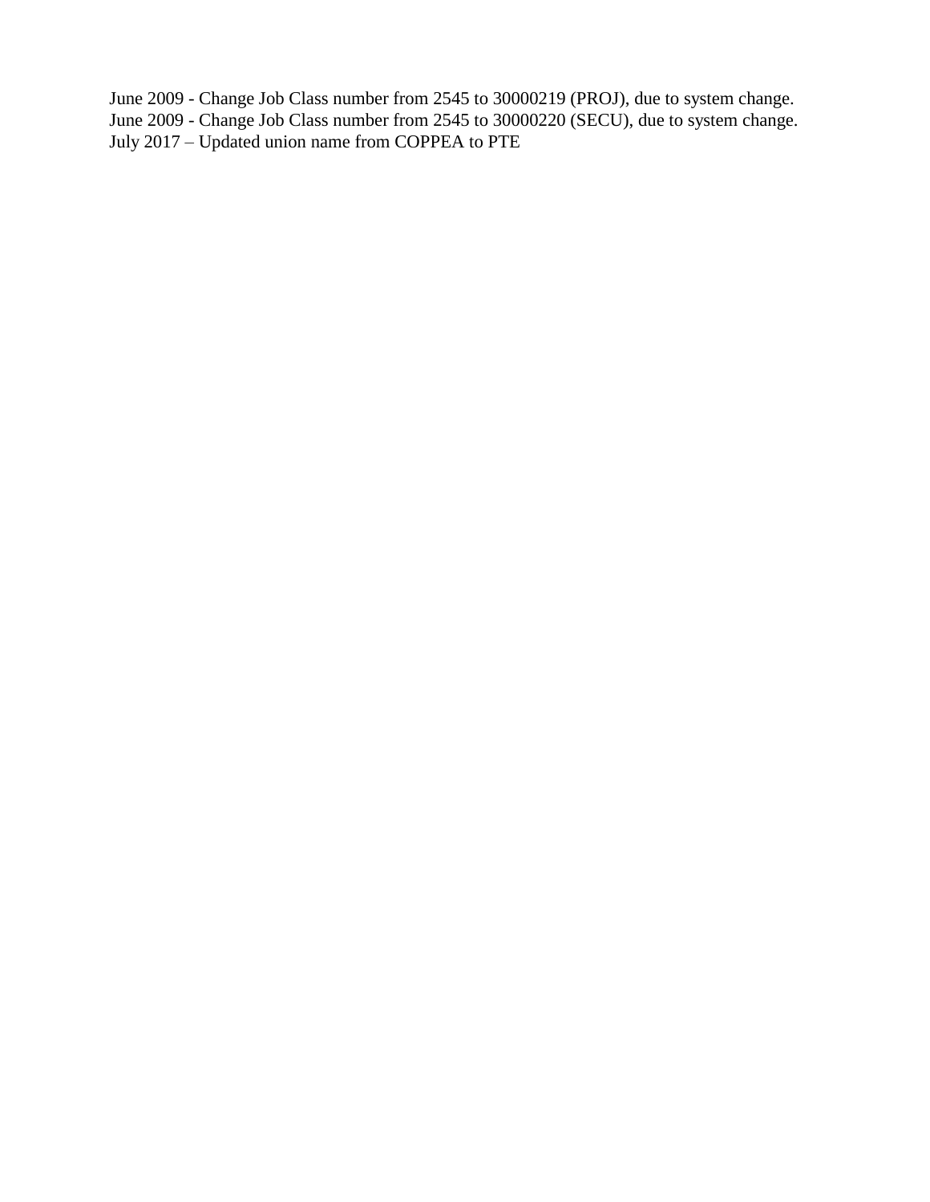June 2009 - Change Job Class number from 2545 to 30000219 (PROJ), due to system change.
June 2009 - Change Job Class number from 2545 to 30000220 (SECU), due to system change.
July 2017 – Updated union name from COPPEA to PTE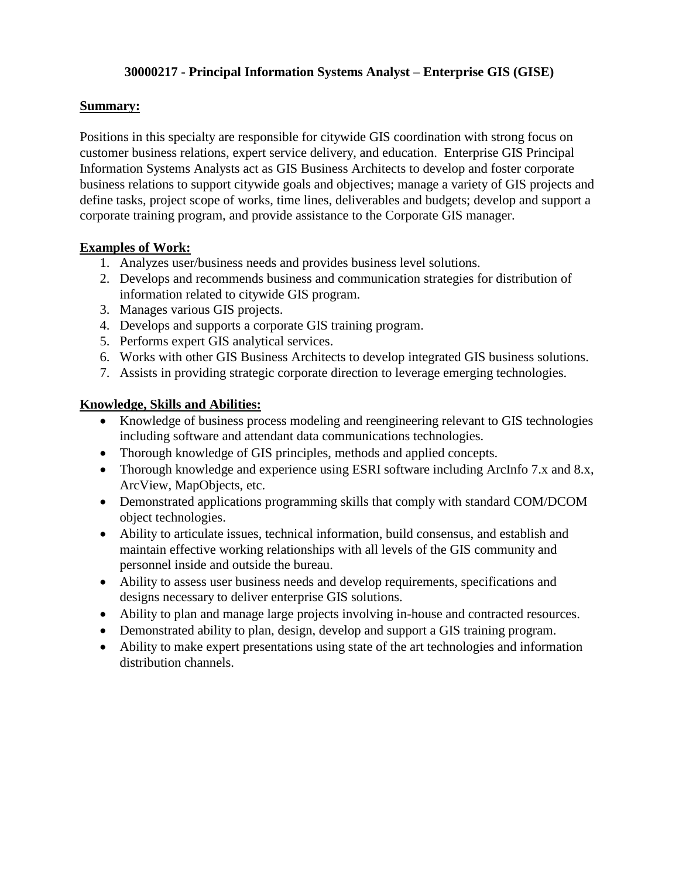# 30000217 - Principal Information Systems Analyst – Enterprise GIS (GISE)

**Summary:**

Positions in this specialty are responsible for citywide GIS coordination with strong focus on customer business relations, expert service delivery, and education. Enterprise GIS Principal Information Systems Analysts act as GIS Business Architects to develop and foster corporate business relations to support citywide goals and objectives; manage a variety of GIS projects and define tasks, project scope of works, time lines, deliverables and budgets; develop and support a corporate training program, and provide assistance to the Corporate GIS manager.

**Examples of Work:**

1. Analyzes user/business needs and provides business level solutions.
2. Develops and recommends business and communication strategies for distribution of information related to citywide GIS program.
3. Manages various GIS projects.
4. Develops and supports a corporate GIS training program.
5. Performs expert GIS analytical services.
6. Works with other GIS Business Architects to develop integrated GIS business solutions.
7. Assists in providing strategic corporate direction to leverage emerging technologies.

**Knowledge, Skills and Abilities:**

- Knowledge of business process modeling and reengineering relevant to GIS technologies including software and attendant data communications technologies.
- Thorough knowledge of GIS principles, methods and applied concepts.
- Thorough knowledge and experience using ESRI software including ArcInfo 7.x and 8.x, ArcView, MapObjects, etc.
- Demonstrated applications programming skills that comply with standard COM/DCOM object technologies.
- Ability to articulate issues, technical information, build consensus, and establish and maintain effective working relationships with all levels of the GIS community and personnel inside and outside the bureau.
- Ability to assess user business needs and develop requirements, specifications and designs necessary to deliver enterprise GIS solutions.
- Ability to plan and manage large projects involving in-house and contracted resources.
- Demonstrated ability to plan, design, develop and support a GIS training program.
- Ability to make expert presentations using state of the art technologies and information distribution channels.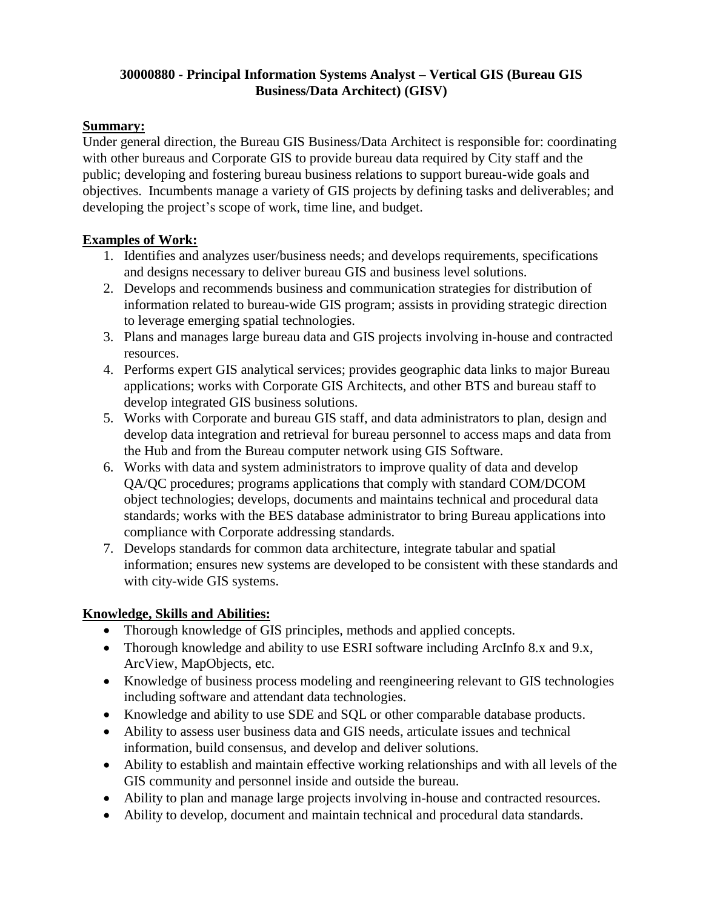**30000880 - Principal Information Systems Analyst – Vertical GIS (Bureau GIS Business/Data Architect) (GISV)**

**Summary:**

Under general direction, the Bureau GIS Business/Data Architect is responsible for: coordinating with other bureaus and Corporate GIS to provide bureau data required by City staff and the public; developing and fostering bureau business relations to support bureau-wide goals and objectives. Incumbents manage a variety of GIS projects by defining tasks and deliverables; and developing the project's scope of work, time line, and budget.

**Examples of Work:**

1. Identifies and analyzes user/business needs; and develops requirements, specifications and designs necessary to deliver bureau GIS and business level solutions.
2. Develops and recommends business and communication strategies for distribution of information related to bureau-wide GIS program; assists in providing strategic direction to leverage emerging spatial technologies.
3. Plans and manages large bureau data and GIS projects involving in-house and contracted resources.
4. Performs expert GIS analytical services; provides geographic data links to major Bureau applications; works with Corporate GIS Architects, and other BTS and bureau staff to develop integrated GIS business solutions.
5. Works with Corporate and bureau GIS staff, and data administrators to plan, design and develop data integration and retrieval for bureau personnel to access maps and data from the Hub and from the Bureau computer network using GIS Software.
6. Works with data and system administrators to improve quality of data and develop QA/QC procedures; programs applications that comply with standard COM/DCOM object technologies; develops, documents and maintains technical and procedural data standards; works with the BES database administrator to bring Bureau applications into compliance with Corporate addressing standards.
7. Develops standards for common data architecture, integrate tabular and spatial information; ensures new systems are developed to be consistent with these standards and with city-wide GIS systems.

**Knowledge, Skills and Abilities:**

- Thorough knowledge of GIS principles, methods and applied concepts.
- Thorough knowledge and ability to use ESRI software including ArcInfo 8.x and 9.x, ArcView, MapObjects, etc.
- Knowledge of business process modeling and reengineering relevant to GIS technologies including software and attendant data technologies.
- Knowledge and ability to use SDE and SQL or other comparable database products.
- Ability to assess user business data and GIS needs, articulate issues and technical information, build consensus, and develop and deliver solutions.
- Ability to establish and maintain effective working relationships and with all levels of the GIS community and personnel inside and outside the bureau.
- Ability to plan and manage large projects involving in-house and contracted resources.
- Ability to develop, document and maintain technical and procedural data standards.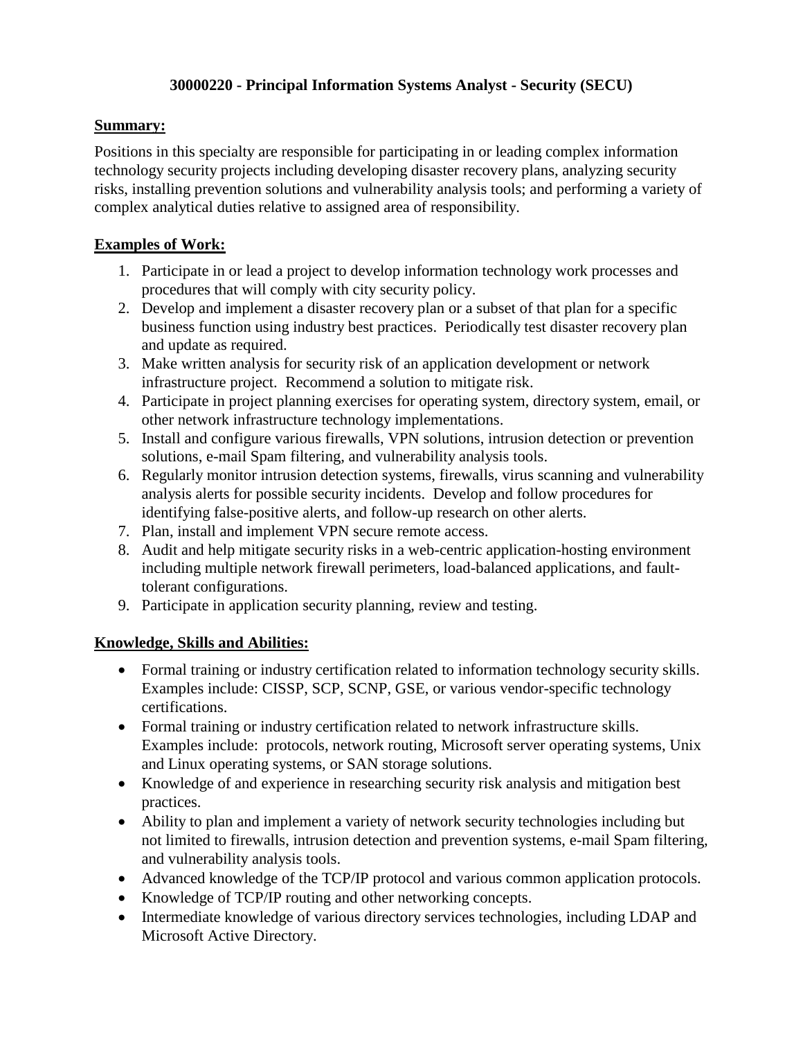# 30000220 - Principal Information Systems Analyst - Security (SECU)

## Summary:

Positions in this specialty are responsible for participating in or leading complex information technology security projects including developing disaster recovery plans, analyzing security risks, installing prevention solutions and vulnerability analysis tools; and performing a variety of complex analytical duties relative to assigned area of responsibility.

## Examples of Work:

1. Participate in or lead a project to develop information technology work processes and procedures that will comply with city security policy.
2. Develop and implement a disaster recovery plan or a subset of that plan for a specific business function using industry best practices. Periodically test disaster recovery plan and update as required.
3. Make written analysis for security risk of an application development or network infrastructure project. Recommend a solution to mitigate risk.
4. Participate in project planning exercises for operating system, directory system, email, or other network infrastructure technology implementations.
5. Install and configure various firewalls, VPN solutions, intrusion detection or prevention solutions, e-mail Spam filtering, and vulnerability analysis tools.
6. Regularly monitor intrusion detection systems, firewalls, virus scanning and vulnerability analysis alerts for possible security incidents. Develop and follow procedures for identifying false-positive alerts, and follow-up research on other alerts.
7. Plan, install and implement VPN secure remote access.
8. Audit and help mitigate security risks in a web-centric application-hosting environment including multiple network firewall perimeters, load-balanced applications, and fault-tolerant configurations.
9. Participate in application security planning, review and testing.

## Knowledge, Skills and Abilities:

- Formal training or industry certification related to information technology security skills. Examples include: CISSP, SCP, SCNP, GSE, or various vendor-specific technology certifications.
- Formal training or industry certification related to network infrastructure skills. Examples include: protocols, network routing, Microsoft server operating systems, Unix and Linux operating systems, or SAN storage solutions.
- Knowledge of and experience in researching security risk analysis and mitigation best practices.
- Ability to plan and implement a variety of network security technologies including but not limited to firewalls, intrusion detection and prevention systems, e-mail Spam filtering, and vulnerability analysis tools.
- Advanced knowledge of the TCP/IP protocol and various common application protocols.
- Knowledge of TCP/IP routing and other networking concepts.
- Intermediate knowledge of various directory services technologies, including LDAP and Microsoft Active Directory.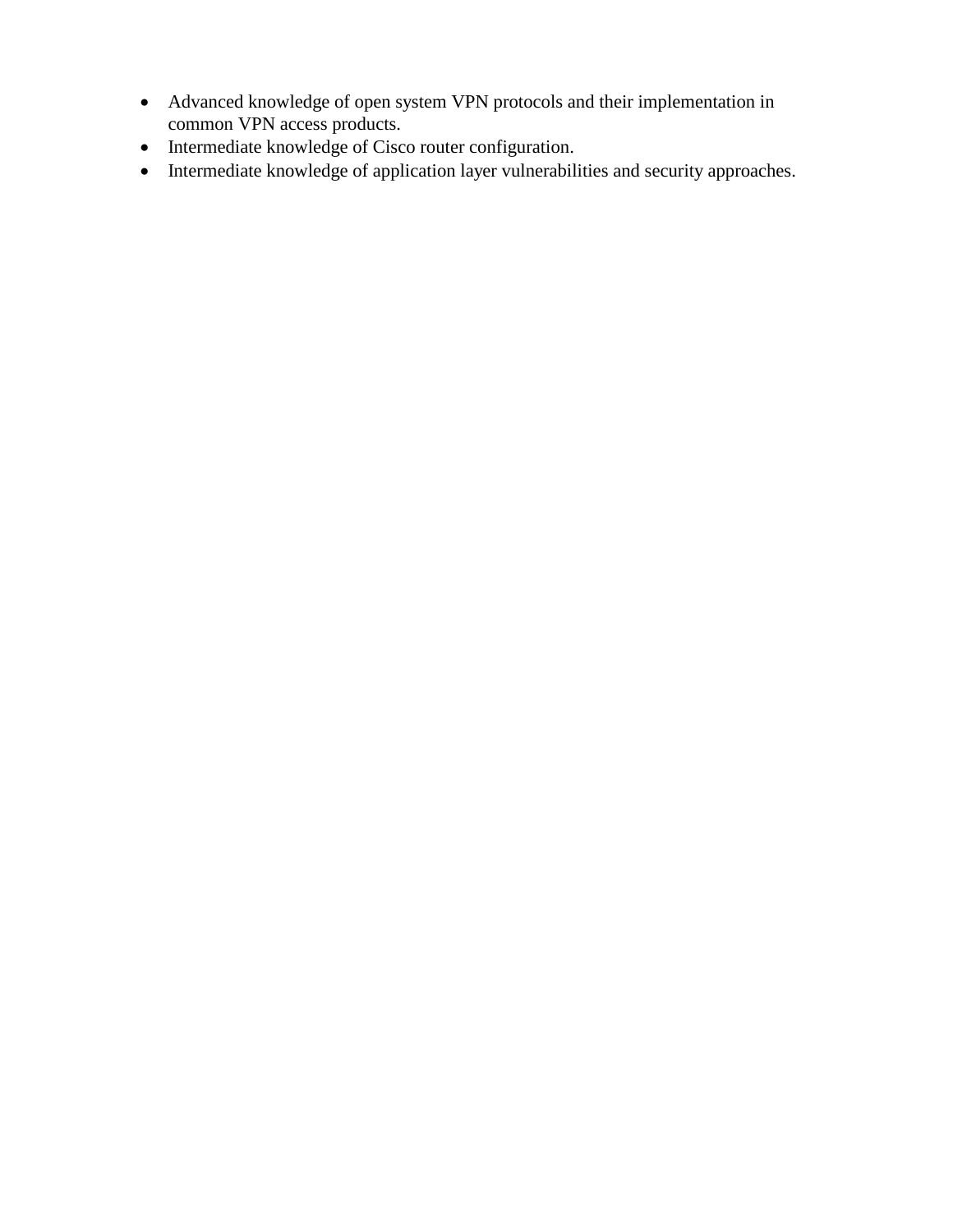- Advanced knowledge of open system VPN protocols and their implementation in common VPN access products.
- Intermediate knowledge of Cisco router configuration.
- Intermediate knowledge of application layer vulnerabilities and security approaches.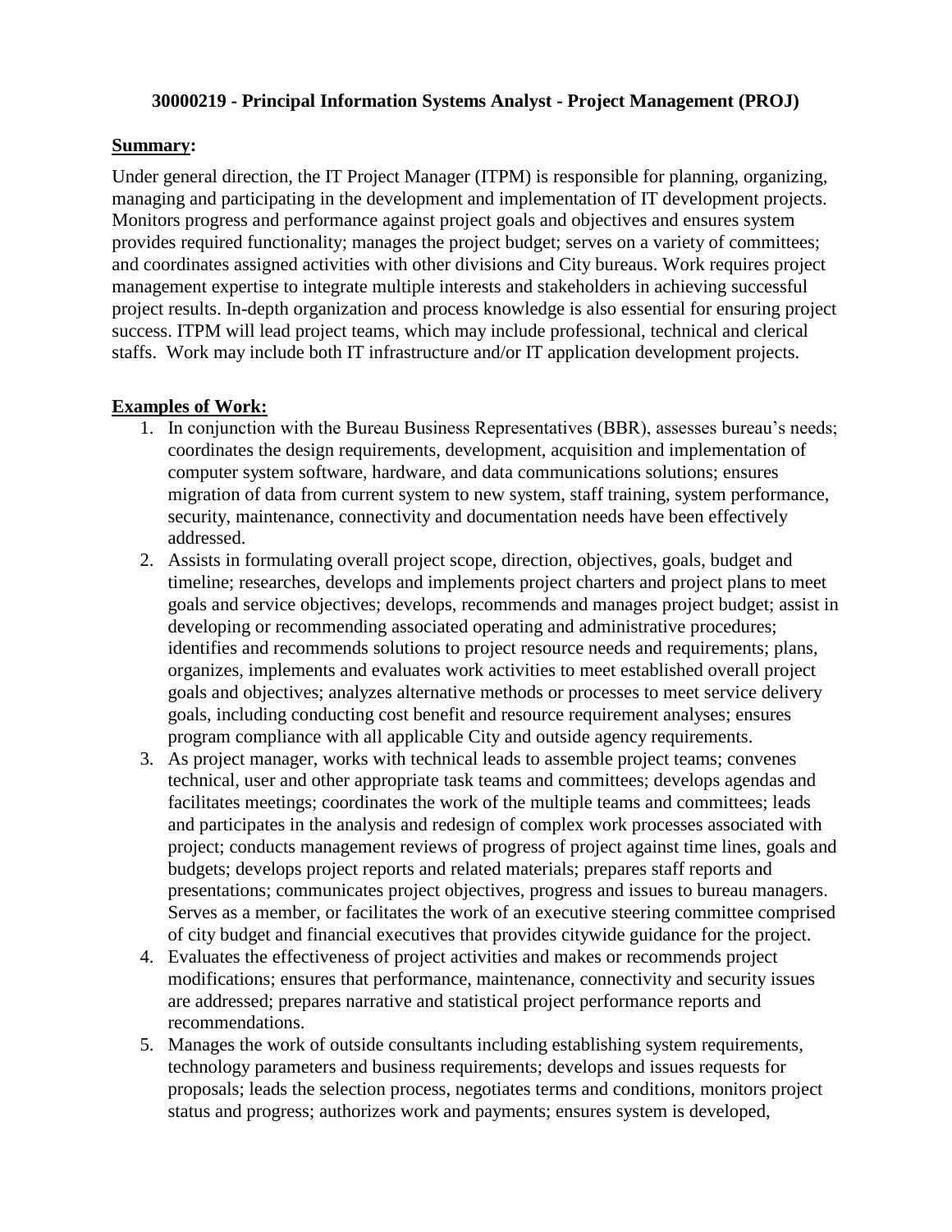**30000219 - Principal Information Systems Analyst - Project Management (PROJ)**

**Summary:**

Under general direction, the IT Project Manager (ITPM) is responsible for planning, organizing, managing and participating in the development and implementation of IT development projects. Monitors progress and performance against project goals and objectives and ensures system provides required functionality; manages the project budget; serves on a variety of committees; and coordinates assigned activities with other divisions and City bureaus. Work requires project management expertise to integrate multiple interests and stakeholders in achieving successful project results. In-depth organization and process knowledge is also essential for ensuring project success. ITPM will lead project teams, which may include professional, technical and clerical staffs. Work may include both IT infrastructure and/or IT application development projects.

**Examples of Work:**

1. In conjunction with the Bureau Business Representatives (BBR), assesses bureau's needs; coordinates the design requirements, development, acquisition and implementation of computer system software, hardware, and data communications solutions; ensures migration of data from current system to new system, staff training, system performance, security, maintenance, connectivity and documentation needs have been effectively addressed.
2. Assists in formulating overall project scope, direction, objectives, goals, budget and timeline; researches, develops and implements project charters and project plans to meet goals and service objectives; develops, recommends and manages project budget; assist in developing or recommending associated operating and administrative procedures; identifies and recommends solutions to project resource needs and requirements; plans, organizes, implements and evaluates work activities to meet established overall project goals and objectives; analyzes alternative methods or processes to meet service delivery goals, including conducting cost benefit and resource requirement analyses; ensures program compliance with all applicable City and outside agency requirements.
3. As project manager, works with technical leads to assemble project teams; convenes technical, user and other appropriate task teams and committees; develops agendas and facilitates meetings; coordinates the work of the multiple teams and committees; leads and participates in the analysis and redesign of complex work processes associated with project; conducts management reviews of progress of project against time lines, goals and budgets; develops project reports and related materials; prepares staff reports and presentations; communicates project objectives, progress and issues to bureau managers. Serves as a member, or facilitates the work of an executive steering committee comprised of city budget and financial executives that provides citywide guidance for the project.
4. Evaluates the effectiveness of project activities and makes or recommends project modifications; ensures that performance, maintenance, connectivity and security issues are addressed; prepares narrative and statistical project performance reports and recommendations.
5. Manages the work of outside consultants including establishing system requirements, technology parameters and business requirements; develops and issues requests for proposals; leads the selection process, negotiates terms and conditions, monitors project status and progress; authorizes work and payments; ensures system is developed,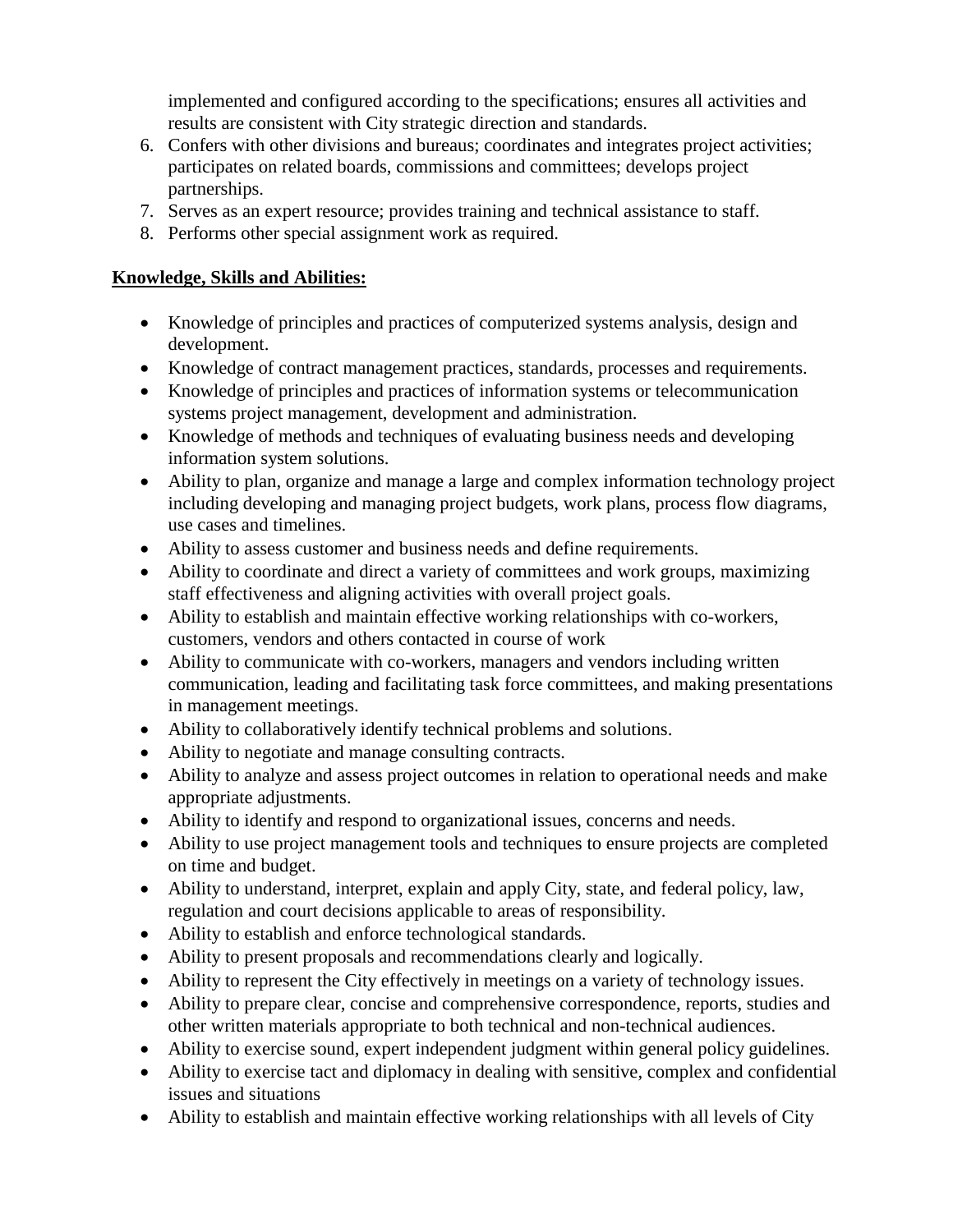implemented and configured according to the specifications; ensures all activities and results are consistent with City strategic direction and standards.

6. Confers with other divisions and bureaus; coordinates and integrates project activities; participates on related boards, commissions and committees; develops project partnerships.
7. Serves as an expert resource; provides training and technical assistance to staff.
8. Performs other special assignment work as required.

**Knowledge, Skills and Abilities:**

- Knowledge of principles and practices of computerized systems analysis, design and development.
- Knowledge of contract management practices, standards, processes and requirements.
- Knowledge of principles and practices of information systems or telecommunication systems project management, development and administration.
- Knowledge of methods and techniques of evaluating business needs and developing information system solutions.
- Ability to plan, organize and manage a large and complex information technology project including developing and managing project budgets, work plans, process flow diagrams, use cases and timelines.
- Ability to assess customer and business needs and define requirements.
- Ability to coordinate and direct a variety of committees and work groups, maximizing staff effectiveness and aligning activities with overall project goals.
- Ability to establish and maintain effective working relationships with co-workers, customers, vendors and others contacted in course of work
- Ability to communicate with co-workers, managers and vendors including written communication, leading and facilitating task force committees, and making presentations in management meetings.
- Ability to collaboratively identify technical problems and solutions.
- Ability to negotiate and manage consulting contracts.
- Ability to analyze and assess project outcomes in relation to operational needs and make appropriate adjustments.
- Ability to identify and respond to organizational issues, concerns and needs.
- Ability to use project management tools and techniques to ensure projects are completed on time and budget.
- Ability to understand, interpret, explain and apply City, state, and federal policy, law, regulation and court decisions applicable to areas of responsibility.
- Ability to establish and enforce technological standards.
- Ability to present proposals and recommendations clearly and logically.
- Ability to represent the City effectively in meetings on a variety of technology issues.
- Ability to prepare clear, concise and comprehensive correspondence, reports, studies and other written materials appropriate to both technical and non-technical audiences.
- Ability to exercise sound, expert independent judgment within general policy guidelines.
- Ability to exercise tact and diplomacy in dealing with sensitive, complex and confidential issues and situations
- Ability to establish and maintain effective working relationships with all levels of City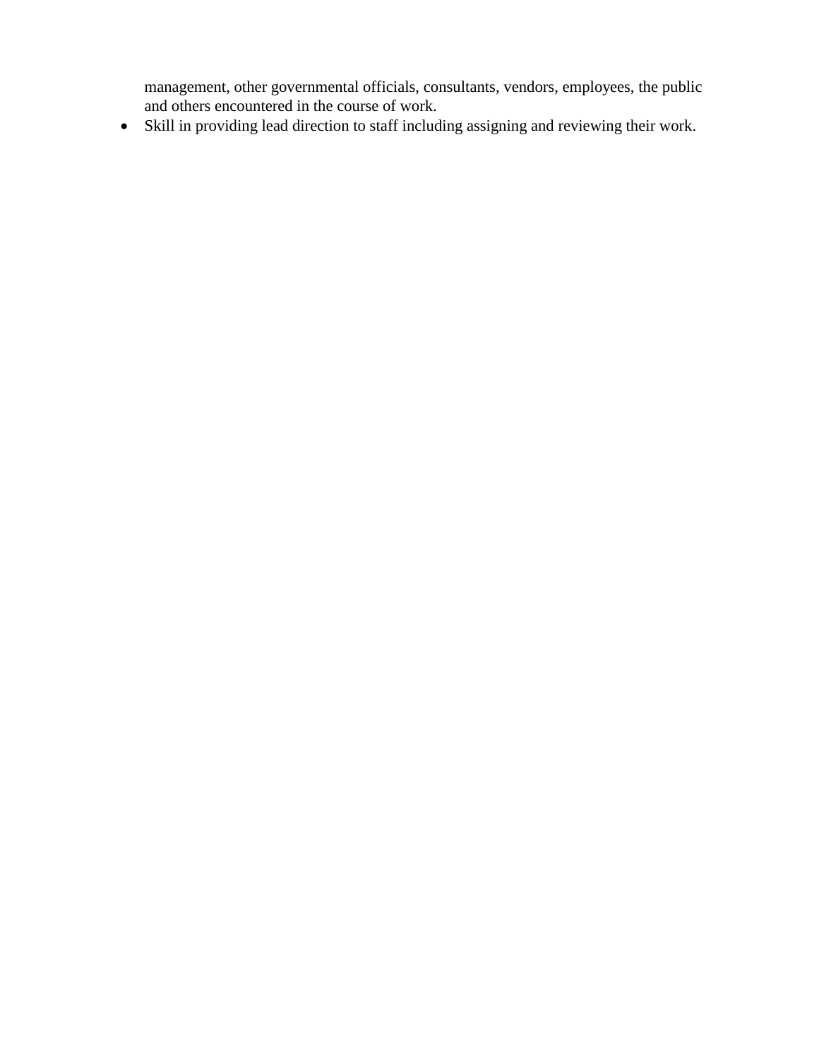management, other governmental officials, consultants, vendors, employees, the public and others encountered in the course of work.
- Skill in providing lead direction to staff including assigning and reviewing their work.